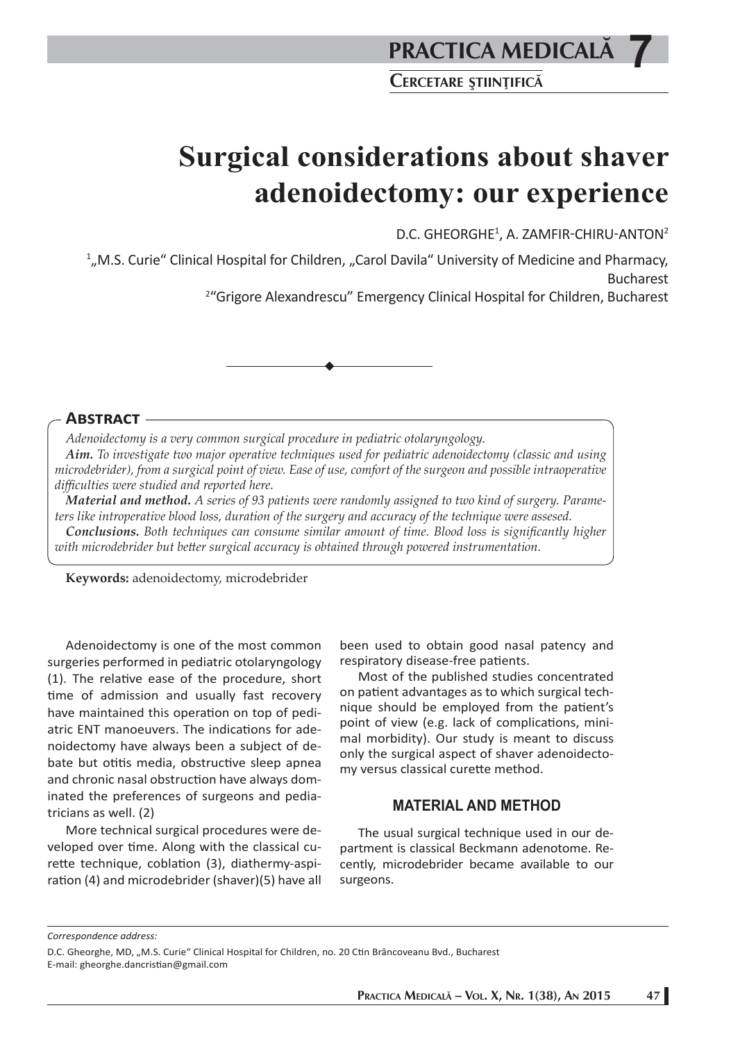# Surgical considerations about shaver adenoidectomy: our experience

D.C. GHEORGHE[1], A. ZAMFIR-CHIRU-ANTON[2]

[1] „M.S. Curie" Clinical Hospital for Children, „Carol Davila" University of Medicine and Pharmacy, Bucharest

[2] "Grigore Alexandrescu" Emergency Clinical Hospital for Children, Bucharest

## Abstract

*Adenoidectomy is a very common surgical procedure in pediatric otolaryngology.*

***Aim.*** *To investigate two major operative techniques used for pediatric adenoidectomy (classic and using microdebrider), from a surgical point of view. Ease of use, comfort of the surgeon and possible intraoperative difficulties were studied and reported here.*

***Material and method.*** *A series of 93 patients were randomly assigned to two kind of surgery. Parameters like intropperative blood loss, duration of the surgery and accuracy of the technique were assesed.*

***Conclusions.*** *Both techniques can consume similar amount of time. Blood loss is significantly higher with microdebrider but better surgical accuracy is obtained through powered instrumentation.*

**Keywords:** adenoidectomy, microdebrider

Adenoidectomy is one of the most common surgeries performed in pediatric otolaryngology (1). The relative ease of the procedure, short time of admission and usually fast recovery have maintained this operation on top of pediatric ENT manoeuvers. The indications for adenoidectomy have always been a subject of debate but otitis media, obstructive sleep apnea and chronic nasal obstruction have always dominated the preferences of surgeons and pediatricians as well. (2)

More technical surgical procedures were developed over time. Along with the classical curette technique, coblation (3), diathermy-aspiration (4) and microdebrider (shaver)(5) have all been used to obtain good nasal patency and respiratory disease-free patients.

Most of the published studies concentrated on patient advantages as to which surgical technique should be employed from the patient's point of view (e.g. lack of complications, minimal morbidity). Our study is meant to discuss only the surgical aspect of shaver adenoidectomy versus classical curette method.

## MATERIAL AND METHOD

The usual surgical technique used in our department is classical Beckmann adenotome. Recently, microdebrider became available to our surgeons.

*Correspondence address:*

D.C. Gheorghe, MD, „M.S. Curie" Clinical Hospital for Children, no. 20 Ctin Brâncoveanu Bvd., Bucharest
E-mail: gheorghe.dancristian@gmail.com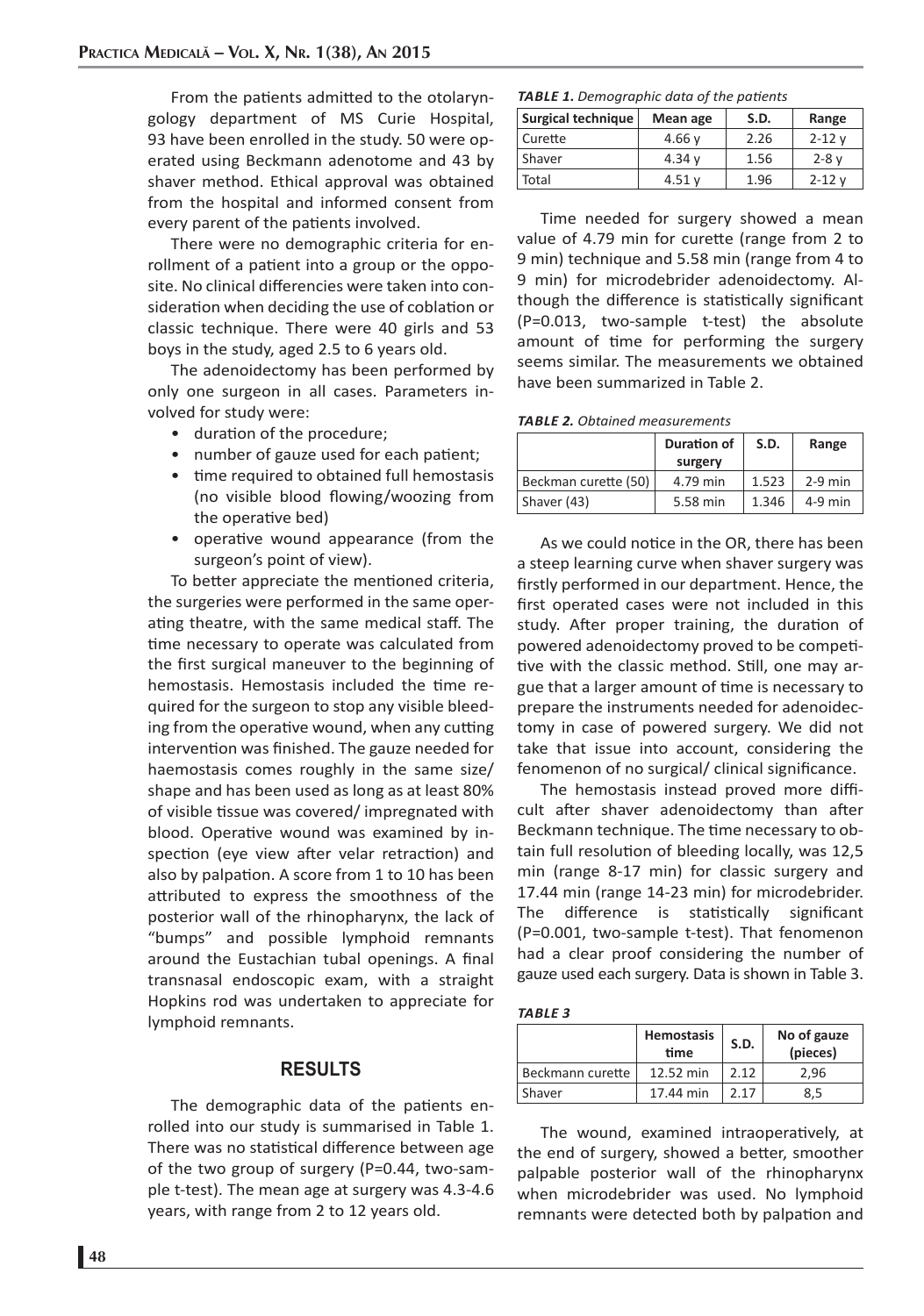From the patients admitted to the otolaryngology department of MS Curie Hospital, 93 have been enrolled in the study. 50 were operated using Beckmann adenotome and 43 by shaver method. Ethical approval was obtained from the hospital and informed consent from every parent of the patients involved.

There were no demographic criteria for enrollment of a patient into a group or the opposite. No clinical differencies were taken into consideration when deciding the use of coblation or classic technique. There were 40 girls and 53 boys in the study, aged 2.5 to 6 years old.

The adenoidectomy has been performed by only one surgeon in all cases. Parameters involved for study were:

- duration of the procedure;
- number of gauze used for each patient;
- time required to obtained full hemostasis (no visible blood flowing/woozing from the operative bed)
- operative wound appearance (from the surgeon's point of view).

To better appreciate the mentioned criteria, the surgeries were performed in the same operating theatre, with the same medical staff. The time necessary to operate was calculated from the first surgical maneuver to the beginning of hemostasis. Hemostasis included the time required for the surgeon to stop any visible bleeding from the operative wound, when any cutting intervention was finished. The gauze needed for haemostasis comes roughly in the same size/shape and has been used as long as at least 80% of visible tissue was covered/ impregnated with blood. Operative wound was examined by inspection (eye view after velar retraction) and also by palpation. A score from 1 to 10 has been attributed to express the smoothness of the posterior wall of the rhinopharynx, the lack of "bumps" and possible lymphoid remnants around the Eustachian tubal openings. A final transnasal endoscopic exam, with a straight Hopkins rod was undertaken to appreciate for lymphoid remnants.

## RESULTS

The demographic data of the patients enrolled into our study is summarised in Table 1. There was no statistical difference between age of the two group of surgery (P=0.44, two-sample t-test). The mean age at surgery was 4.3-4.6 years, with range from 2 to 12 years old.

***TABLE 1.*** *Demographic data of the patients*

| Surgical technique | Mean age | S.D. | Range |
|---|---|---|---|
| Curette | 4.66 y | 2.26 | 2-12 y |
| Shaver | 4.34 y | 1.56 | 2-8 y |
| Total | 4.51 y | 1.96 | 2-12 y |

Time needed for surgery showed a mean value of 4.79 min for curette (range from 2 to 9 min) technique and 5.58 min (range from 4 to 9 min) for microdebrider adenoidectomy. Although the difference is statistically significant (P=0.013, two-sample t-test) the absolute amount of time for performing the surgery seems similar. The measurements we obtained have been summarized in Table 2.

***TABLE 2.*** *Obtained measurements*

| | Duration of surgery | S.D. | Range |
|---|---|---|---|
| Beckman curette (50) | 4.79 min | 1.523 | 2-9 min |
| Shaver (43) | 5.58 min | 1.346 | 4-9 min |

As we could notice in the OR, there has been a steep learning curve when shaver surgery was firstly performed in our department. Hence, the first operated cases were not included in this study. After proper training, the duration of powered adenoidectomy proved to be competitive with the classic method. Still, one may argue that a larger amount of time is necessary to prepare the instruments needed for adenoidectomy in case of powered surgery. We did not take that issue into account, considering the fenomenon of no surgical/ clinical significance.

The hemostasis instead proved more difficult after shaver adenoidectomy than after Beckmann technique. The time necessary to obtain full resolution of bleeding locally, was 12,5 min (range 8-17 min) for classic surgery and 17.44 min (range 14-23 min) for microdebrider. The difference is statistically significant (P=0.001, two-sample t-test). That fenomenon had a clear proof considering the number of gauze used each surgery. Data is shown in Table 3.

***TABLE 3***

| | Hemostasis time | S.D. | No of gauze (pieces) |
|---|---|---|---|
| Beckmann curette | 12.52 min | 2.12 | 2,96 |
| Shaver | 17.44 min | 2.17 | 8,5 |

The wound, examined intraoperatively, at the end of surgery, showed a better, smoother palpable posterior wall of the rhinopharynx when microdebrider was used. No lymphoid remnants were detected both by palpation and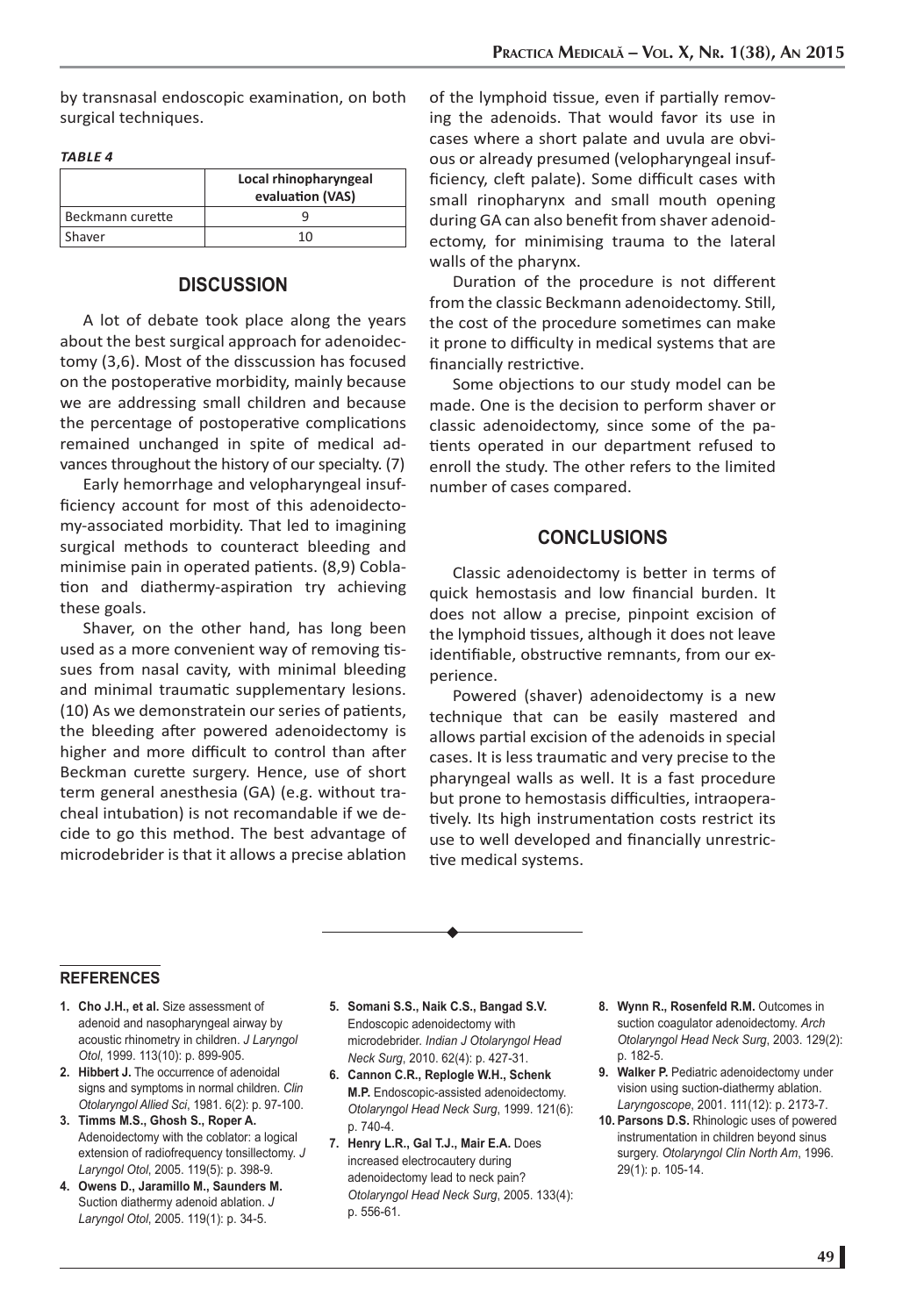by transnasal endoscopic examination, on both surgical techniques.

***TABLE 4***

| | Local rhinopharyngeal evaluation (VAS) |
|---|---|
| Beckmann curette | 9 |
| Shaver | 10 |

## DISCUSSION

A lot of debate took place along the years about the best surgical approach for adenoidectomy (3,6). Most of the disscussion has focused on the postoperative morbidity, mainly because we are addressing small children and because the percentage of postoperative complications remained unchanged in spite of medical advances throughout the history of our specialty. (7)

Early hemorrhage and velopharyngeal insufficiency account for most of this adenoidectomy-associated morbidity. That led to imagining surgical methods to counteract bleeding and minimise pain in operated patients. (8,9) Coblation and diathermy-aspiration try achieving these goals.

Shaver, on the other hand, has long been used as a more convenient way of removing tissues from nasal cavity, with minimal bleeding and minimal traumatic supplementary lesions. (10) As we demonstratein our series of patients, the bleeding after powered adenoidectomy is higher and more difficult to control than after Beckman curette surgery. Hence, use of short term general anesthesia (GA) (e.g. without tracheal intubation) is not recomandable if we decide to go this method. The best advantage of microdebrider is that it allows a precise ablation of the lymphoid tissue, even if partially removing the adenoids. That would favor its use in cases where a short palate and uvula are obvious or already presumed (velopharyngeal insufficiency, cleft palate). Some difficult cases with small rinopharynx and small mouth opening during GA can also benefit from shaver adenoidectomy, for minimising trauma to the lateral walls of the pharynx.

Duration of the procedure is not different from the classic Beckmann adenoidectomy. Still, the cost of the procedure sometimes can make it prone to difficulty in medical systems that are financially restrictive.

Some objections to our study model can be made. One is the decision to perform shaver or classic adenoidectomy, since some of the patients operated in our department refused to enroll the study. The other refers to the limited number of cases compared.

## CONCLUSIONS

Classic adenoidectomy is better in terms of quick hemostasis and low financial burden. It does not allow a precise, pinpoint excision of the lymphoid tissues, although it does not leave identifiable, obstructive remnants, from our experience.

Powered (shaver) adenoidectomy is a new technique that can be easily mastered and allows partial excision of the adenoids in special cases. It is less traumatic and very precise to the pharyngeal walls as well. It is a fast procedure but prone to hemostasis difficulties, intraoperatively. Its high instrumentation costs restrict its use to well developed and financially unrestrictive medical systems.

## REFERENCES

1. **Cho J.H., et al.** Size assessment of adenoid and nasopharyngeal airway by acoustic rhinometry in children. *J Laryngol Otol*, 1999. 113(10): p. 899-905.
2. **Hibbert J.** The occurrence of adenoidal signs and symptoms in normal children. *Clin Otolaryngol Allied Sci*, 1981. 6(2): p. 97-100.
3. **Timms M.S., Ghosh S., Roper A.** Adenoidectomy with the coblator: a logical extension of radiofrequency tonsillectomy. *J Laryngol Otol*, 2005. 119(5): p. 398-9.
4. **Owens D., Jaramillo M., Saunders M.** Suction diathermy adenoid ablation. *J Laryngol Otol*, 2005. 119(1): p. 34-5.
5. **Somani S.S., Naik C.S., Bangad S.V.** Endoscopic adenoidectomy with microdebrider. *Indian J Otolaryngol Head Neck Surg*, 2010. 62(4): p. 427-31.
6. **Cannon C.R., Replogle W.H., Schenk M.P.** Endoscopic-assisted adenoidectomy. *Otolaryngol Head Neck Surg*, 1999. 121(6): p. 740-4.
7. **Henry L.R., Gal T.J., Mair E.A.** Does increased electrocautery during adenoidectomy lead to neck pain? *Otolaryngol Head Neck Surg*, 2005. 133(4): p. 556-61.
8. **Wynn R., Rosenfeld R.M.** Outcomes in suction coagulator adenoidectomy. *Arch Otolaryngol Head Neck Surg*, 2003. 129(2): p. 182-5.
9. **Walker P.** Pediatric adenoidectomy under vision using suction-diathermy ablation. *Laryngoscope*, 2001. 111(12): p. 2173-7.
10. **Parsons D.S.** Rhinologic uses of powered instrumentation in children beyond sinus surgery. *Otolaryngol Clin North Am*, 1996. 29(1): p. 105-14.